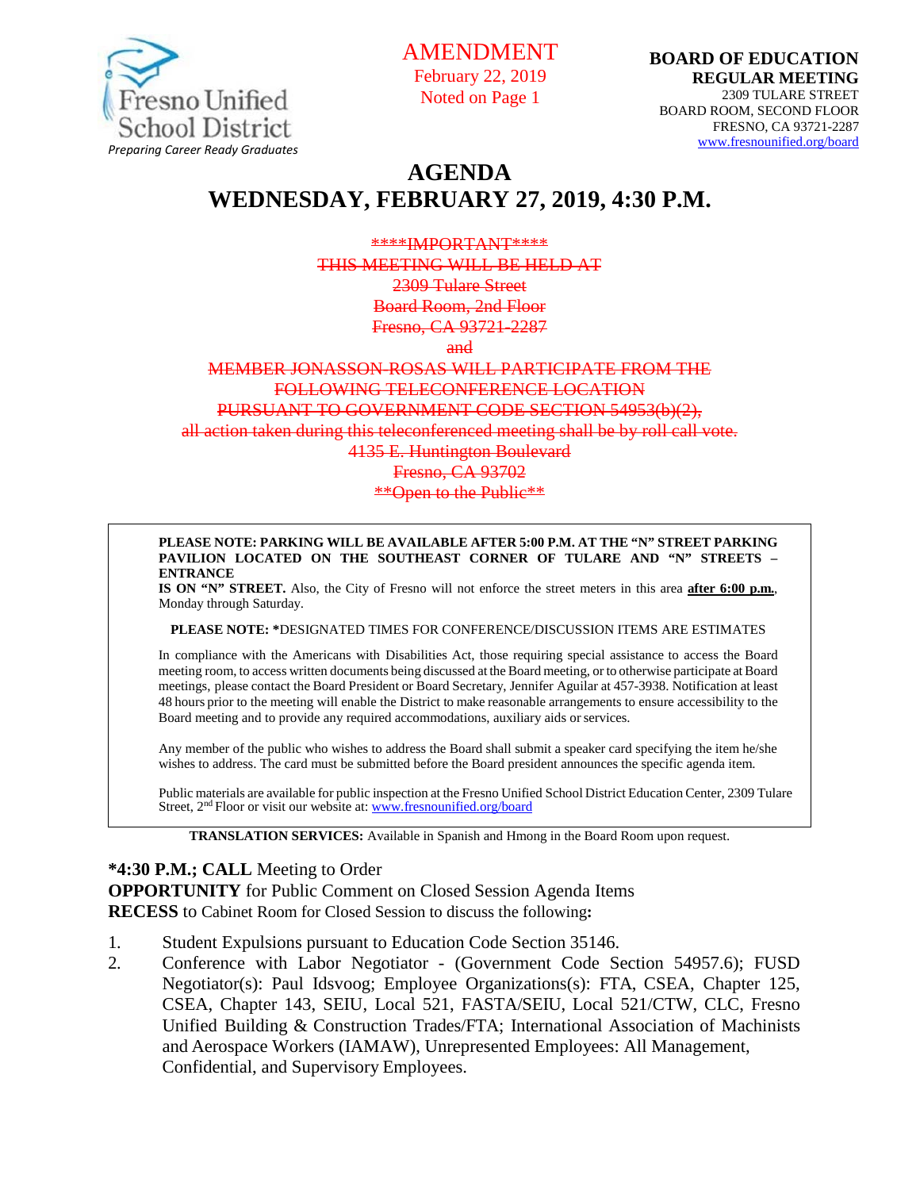Fresno Unified School District
*Preparing Career Ready Graduates*

AMENDMENT
February 22, 2019
Noted on Page 1

**BOARD OF EDUCATION**
**REGULAR MEETING**
2309 TULARE STREET
BOARD ROOM, SECOND FLOOR
FRESNO, CA 93721-2287
www.fresnounified.org/board

# AGENDA
# WEDNESDAY, FEBRUARY 27, 2019, 4:30 P.M.

~~\*\*\*\*IMPORTANT\*\*\*\*~~
~~THIS MEETING WILL BE HELD AT~~
~~2309 Tulare Street~~
~~Board Room, 2nd Floor~~
~~Fresno, CA 93721-2287~~
~~and~~
~~MEMBER JONASSON ROSAS WILL PARTICIPATE FROM THE FOLLOWING TELECONFERENCE LOCATION PURSUANT TO GOVERNMENT CODE SECTION 54953(b)(2),~~
~~all action taken during this teleconferenced meeting shall be by roll call vote.~~
~~4135 E. Huntington Boulevard~~
~~Fresno, CA 93702~~
~~\*\*Open to the Public\*\*~~

**PLEASE NOTE: PARKING WILL BE AVAILABLE AFTER 5:00 P.M. AT THE "N" STREET PARKING PAVILION LOCATED ON THE SOUTHEAST CORNER OF TULARE AND "N" STREETS – ENTRANCE IS ON "N" STREET.** Also, the City of Fresno will not enforce the street meters in this area **after 6:00 p.m.**, Monday through Saturday.

**PLEASE NOTE: \***DESIGNATED TIMES FOR CONFERENCE/DISCUSSION ITEMS ARE ESTIMATES

In compliance with the Americans with Disabilities Act, those requiring special assistance to access the Board meeting room, to access written documents being discussed at the Board meeting, or to otherwise participate at Board meetings, please contact the Board President or Board Secretary, Jennifer Aguilar at 457-3938. Notification at least 48 hours prior to the meeting will enable the District to make reasonable arrangements to ensure accessibility to the Board meeting and to provide any required accommodations, auxiliary aids or services.

Any member of the public who wishes to address the Board shall submit a speaker card specifying the item he/she wishes to address. The card must be submitted before the Board president announces the specific agenda item.

Public materials are available for public inspection at the Fresno Unified School District Education Center, 2309 Tulare Street, 2nd Floor or visit our website at: www.fresnounified.org/board

**TRANSLATION SERVICES:** Available in Spanish and Hmong in the Board Room upon request.

**\*4:30 P.M.; CALL** Meeting to Order
**OPPORTUNITY** for Public Comment on Closed Session Agenda Items
**RECESS** to Cabinet Room for Closed Session to discuss the following**:**

1. Student Expulsions pursuant to Education Code Section 35146.
2. Conference with Labor Negotiator - (Government Code Section 54957.6); FUSD Negotiator(s): Paul Idsvoog; Employee Organizations(s): FTA, CSEA, Chapter 125, CSEA, Chapter 143, SEIU, Local 521, FASTA/SEIU, Local 521/CTW, CLC, Fresno Unified Building & Construction Trades/FTA; International Association of Machinists and Aerospace Workers (IAMAW), Unrepresented Employees: All Management, Confidential, and Supervisory Employees.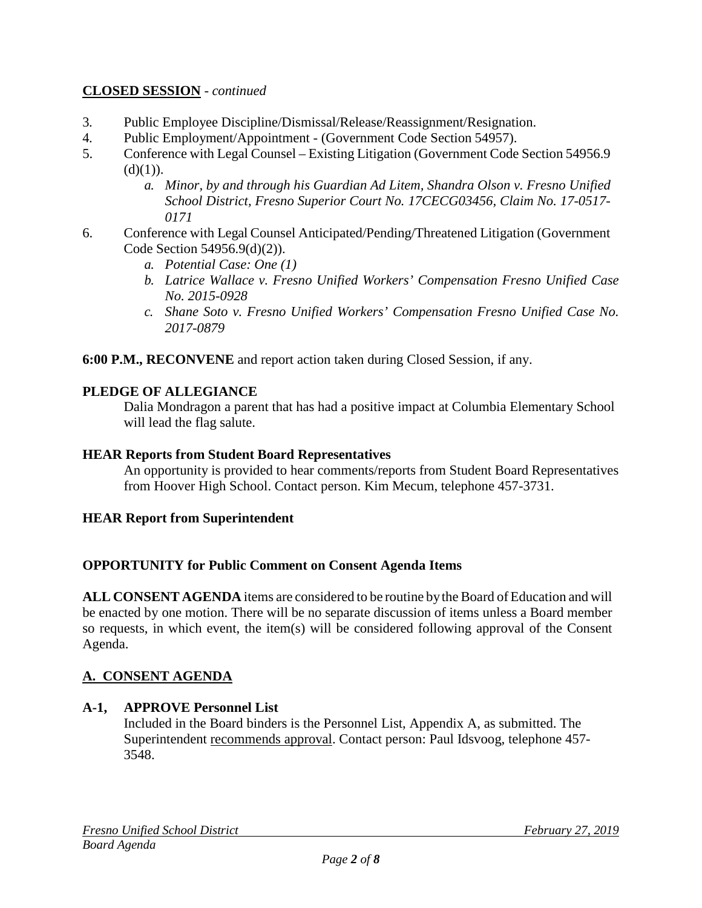## CLOSED SESSION - *continued*

3. Public Employee Discipline/Dismissal/Release/Reassignment/Resignation.
4. Public Employment/Appointment - (Government Code Section 54957).
5. Conference with Legal Counsel – Existing Litigation (Government Code Section 54956.9 (d)(1)).
   a. *Minor, by and through his Guardian Ad Litem, Shandra Olson v. Fresno Unified School District, Fresno Superior Court No. 17CECG03456, Claim No. 17-0517-0171*
6. Conference with Legal Counsel Anticipated/Pending/Threatened Litigation (Government Code Section 54956.9(d)(2)).
   a. *Potential Case: One (1)*
   b. *Latrice Wallace v. Fresno Unified Workers' Compensation Fresno Unified Case No. 2015-0928*
   c. *Shane Soto v. Fresno Unified Workers' Compensation Fresno Unified Case No. 2017-0879*

**6:00 P.M., RECONVENE** and report action taken during Closed Session, if any.

**PLEDGE OF ALLEGIANCE**

Dalia Mondragon a parent that has had a positive impact at Columbia Elementary School will lead the flag salute.

**HEAR Reports from Student Board Representatives**

An opportunity is provided to hear comments/reports from Student Board Representatives from Hoover High School. Contact person. Kim Mecum, telephone 457-3731.

**HEAR Report from Superintendent**

**OPPORTUNITY for Public Comment on Consent Agenda Items**

**ALL CONSENT AGENDA** items are considered to be routine by the Board of Education and will be enacted by one motion. There will be no separate discussion of items unless a Board member so requests, in which event, the item(s) will be considered following approval of the Consent Agenda.

## A. CONSENT AGENDA

**A-1, APPROVE Personnel List**

Included in the Board binders is the Personnel List, Appendix A, as submitted. The Superintendent recommends approval. Contact person: Paul Idsvoog, telephone 457-3548.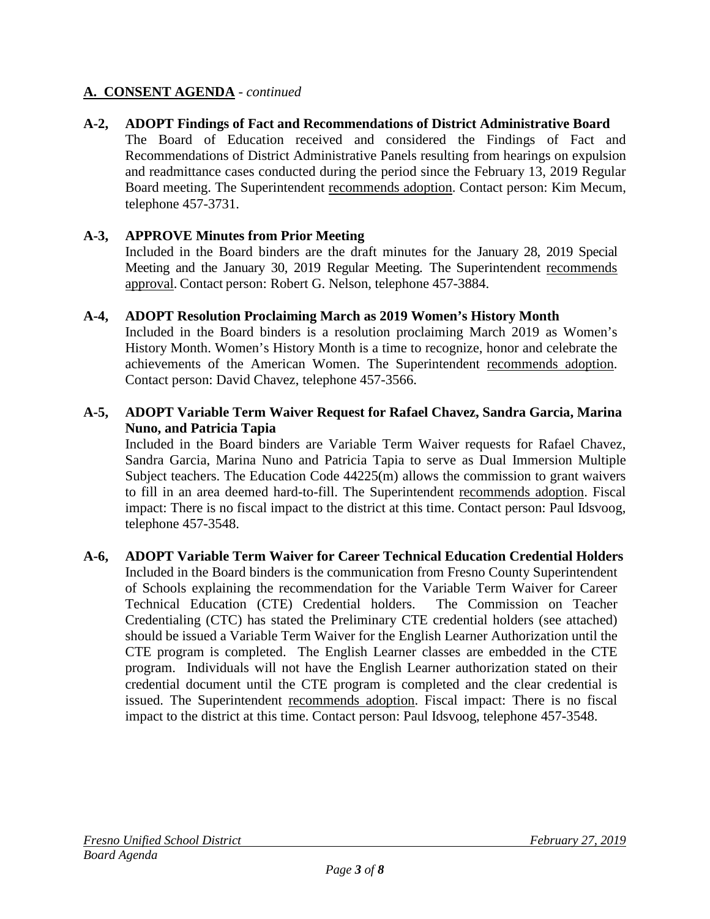## A. CONSENT AGENDA - *continued*

**A-2, ADOPT Findings of Fact and Recommendations of District Administrative Board**

The Board of Education received and considered the Findings of Fact and Recommendations of District Administrative Panels resulting from hearings on expulsion and readmittance cases conducted during the period since the February 13, 2019 Regular Board meeting. The Superintendent recommends adoption. Contact person: Kim Mecum, telephone 457-3731.

**A-3, APPROVE Minutes from Prior Meeting**

Included in the Board binders are the draft minutes for the January 28, 2019 Special Meeting and the January 30, 2019 Regular Meeting. The Superintendent recommends approval. Contact person: Robert G. Nelson, telephone 457-3884.

**A-4, ADOPT Resolution Proclaiming March as 2019 Women's History Month**

Included in the Board binders is a resolution proclaiming March 2019 as Women's History Month. Women's History Month is a time to recognize, honor and celebrate the achievements of the American Women. The Superintendent recommends adoption. Contact person: David Chavez, telephone 457-3566.

**A-5, ADOPT Variable Term Waiver Request for Rafael Chavez, Sandra Garcia, Marina Nuno, and Patricia Tapia**

Included in the Board binders are Variable Term Waiver requests for Rafael Chavez, Sandra Garcia, Marina Nuno and Patricia Tapia to serve as Dual Immersion Multiple Subject teachers. The Education Code 44225(m) allows the commission to grant waivers to fill in an area deemed hard-to-fill. The Superintendent recommends adoption. Fiscal impact: There is no fiscal impact to the district at this time. Contact person: Paul Idsvoog, telephone 457-3548.

**A-6, ADOPT Variable Term Waiver for Career Technical Education Credential Holders**

Included in the Board binders is the communication from Fresno County Superintendent of Schools explaining the recommendation for the Variable Term Waiver for Career Technical Education (CTE) Credential holders. The Commission on Teacher Credentialing (CTC) has stated the Preliminary CTE credential holders (see attached) should be issued a Variable Term Waiver for the English Learner Authorization until the CTE program is completed. The English Learner classes are embedded in the CTE program. Individuals will not have the English Learner authorization stated on their credential document until the CTE program is completed and the clear credential is issued. The Superintendent recommends adoption. Fiscal impact: There is no fiscal impact to the district at this time. Contact person: Paul Idsvoog, telephone 457-3548.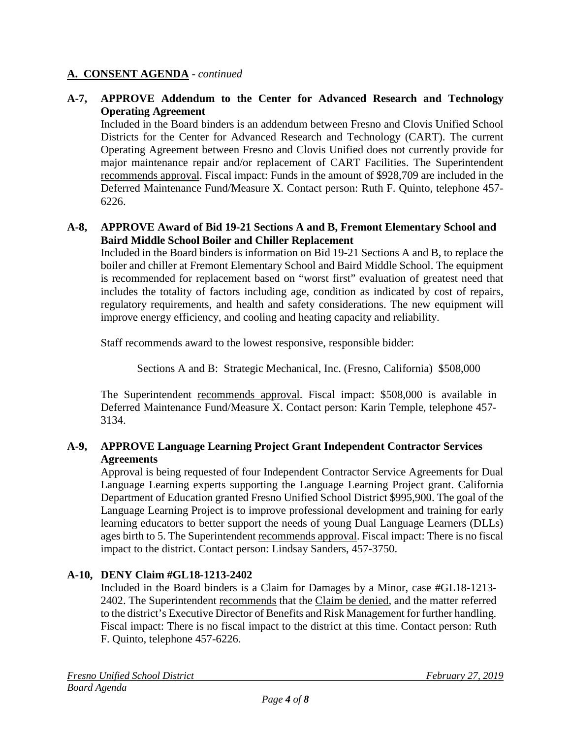## A. CONSENT AGENDA - *continued*

**A-7, APPROVE Addendum to the Center for Advanced Research and Technology Operating Agreement**

Included in the Board binders is an addendum between Fresno and Clovis Unified School Districts for the Center for Advanced Research and Technology (CART). The current Operating Agreement between Fresno and Clovis Unified does not currently provide for major maintenance repair and/or replacement of CART Facilities. The Superintendent recommends approval. Fiscal impact: Funds in the amount of $928,709 are included in the Deferred Maintenance Fund/Measure X. Contact person: Ruth F. Quinto, telephone 457-6226.

**A-8, APPROVE Award of Bid 19-21 Sections A and B, Fremont Elementary School and Baird Middle School Boiler and Chiller Replacement**

Included in the Board binders is information on Bid 19-21 Sections A and B, to replace the boiler and chiller at Fremont Elementary School and Baird Middle School. The equipment is recommended for replacement based on "worst first" evaluation of greatest need that includes the totality of factors including age, condition as indicated by cost of repairs, regulatory requirements, and health and safety considerations. The new equipment will improve energy efficiency, and cooling and heating capacity and reliability.

Staff recommends award to the lowest responsive, responsible bidder:

Sections A and B: Strategic Mechanical, Inc. (Fresno, California) $508,000

The Superintendent recommends approval. Fiscal impact: $508,000 is available in Deferred Maintenance Fund/Measure X. Contact person: Karin Temple, telephone 457-3134.

**A-9, APPROVE Language Learning Project Grant Independent Contractor Services Agreements**

Approval is being requested of four Independent Contractor Service Agreements for Dual Language Learning experts supporting the Language Learning Project grant. California Department of Education granted Fresno Unified School District $995,900. The goal of the Language Learning Project is to improve professional development and training for early learning educators to better support the needs of young Dual Language Learners (DLLs) ages birth to 5. The Superintendent recommends approval. Fiscal impact: There is no fiscal impact to the district. Contact person: Lindsay Sanders, 457-3750.

**A-10, DENY Claim #GL18-1213-2402**

Included in the Board binders is a Claim for Damages by a Minor, case #GL18-1213-2402. The Superintendent recommends that the Claim be denied, and the matter referred to the district's Executive Director of Benefits and Risk Management for further handling. Fiscal impact: There is no fiscal impact to the district at this time. Contact person: Ruth F. Quinto, telephone 457-6226.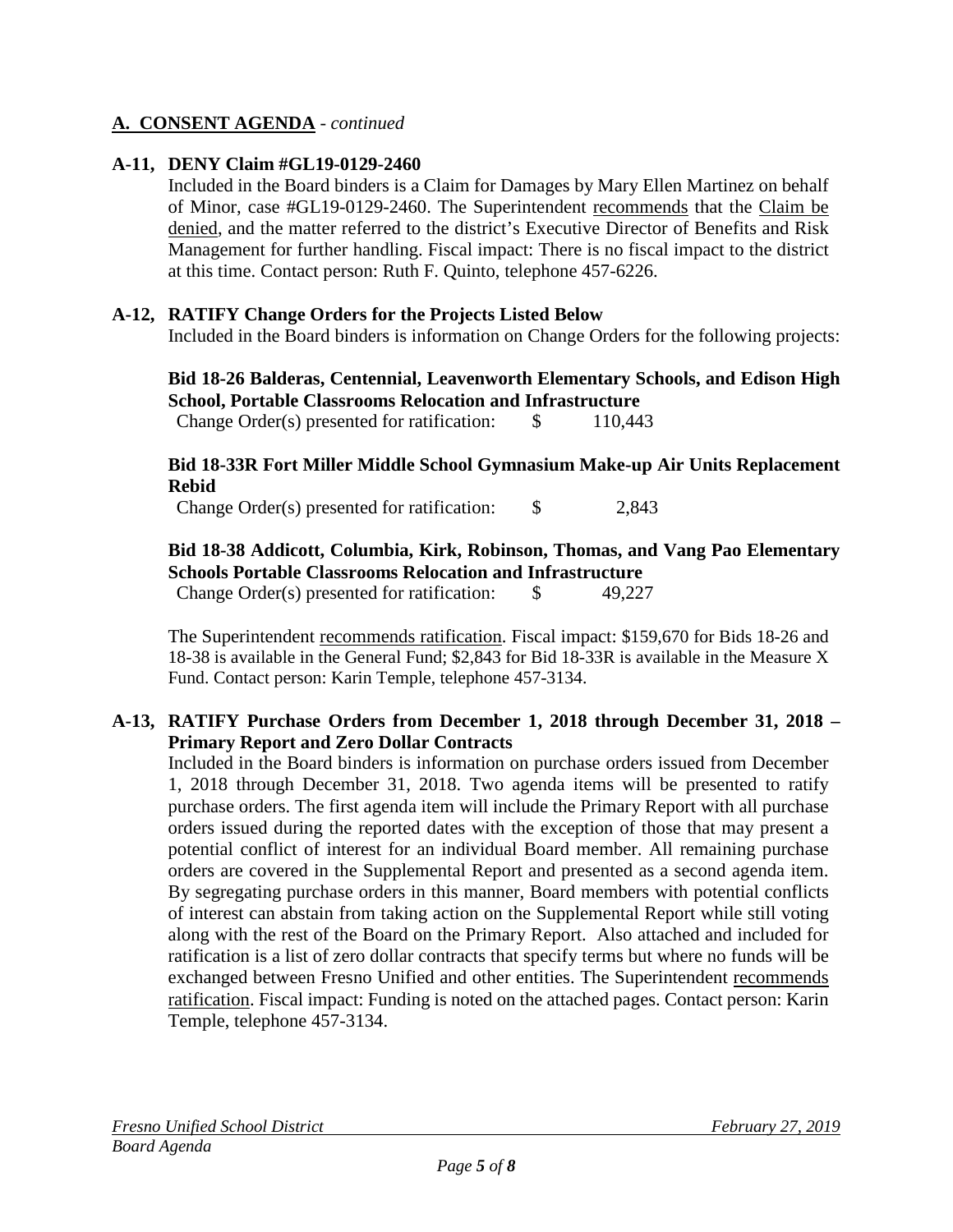## A. CONSENT AGENDA - *continued*

### A-11, DENY Claim #GL19-0129-2460

Included in the Board binders is a Claim for Damages by Mary Ellen Martinez on behalf of Minor, case #GL19-0129-2460. The Superintendent recommends that the Claim be denied, and the matter referred to the district's Executive Director of Benefits and Risk Management for further handling. Fiscal impact: There is no fiscal impact to the district at this time. Contact person: Ruth F. Quinto, telephone 457-6226.

### A-12, RATIFY Change Orders for the Projects Listed Below

Included in the Board binders is information on Change Orders for the following projects:

**Bid 18-26 Balderas, Centennial, Leavenworth Elementary Schools, and Edison High School, Portable Classrooms Relocation and Infrastructure**

Change Order(s) presented for ratification: $ 110,443

**Bid 18-33R Fort Miller Middle School Gymnasium Make-up Air Units Replacement Rebid**

Change Order(s) presented for ratification: $ 2,843

**Bid 18-38 Addicott, Columbia, Kirk, Robinson, Thomas, and Vang Pao Elementary Schools Portable Classrooms Relocation and Infrastructure**

Change Order(s) presented for ratification: $ 49,227

The Superintendent recommends ratification. Fiscal impact: $159,670 for Bids 18-26 and 18-38 is available in the General Fund; $2,843 for Bid 18-33R is available in the Measure X Fund. Contact person: Karin Temple, telephone 457-3134.

### A-13, RATIFY Purchase Orders from December 1, 2018 through December 31, 2018 – Primary Report and Zero Dollar Contracts

Included in the Board binders is information on purchase orders issued from December 1, 2018 through December 31, 2018. Two agenda items will be presented to ratify purchase orders. The first agenda item will include the Primary Report with all purchase orders issued during the reported dates with the exception of those that may present a potential conflict of interest for an individual Board member. All remaining purchase orders are covered in the Supplemental Report and presented as a second agenda item. By segregating purchase orders in this manner, Board members with potential conflicts of interest can abstain from taking action on the Supplemental Report while still voting along with the rest of the Board on the Primary Report. Also attached and included for ratification is a list of zero dollar contracts that specify terms but where no funds will be exchanged between Fresno Unified and other entities. The Superintendent recommends ratification. Fiscal impact: Funding is noted on the attached pages. Contact person: Karin Temple, telephone 457-3134.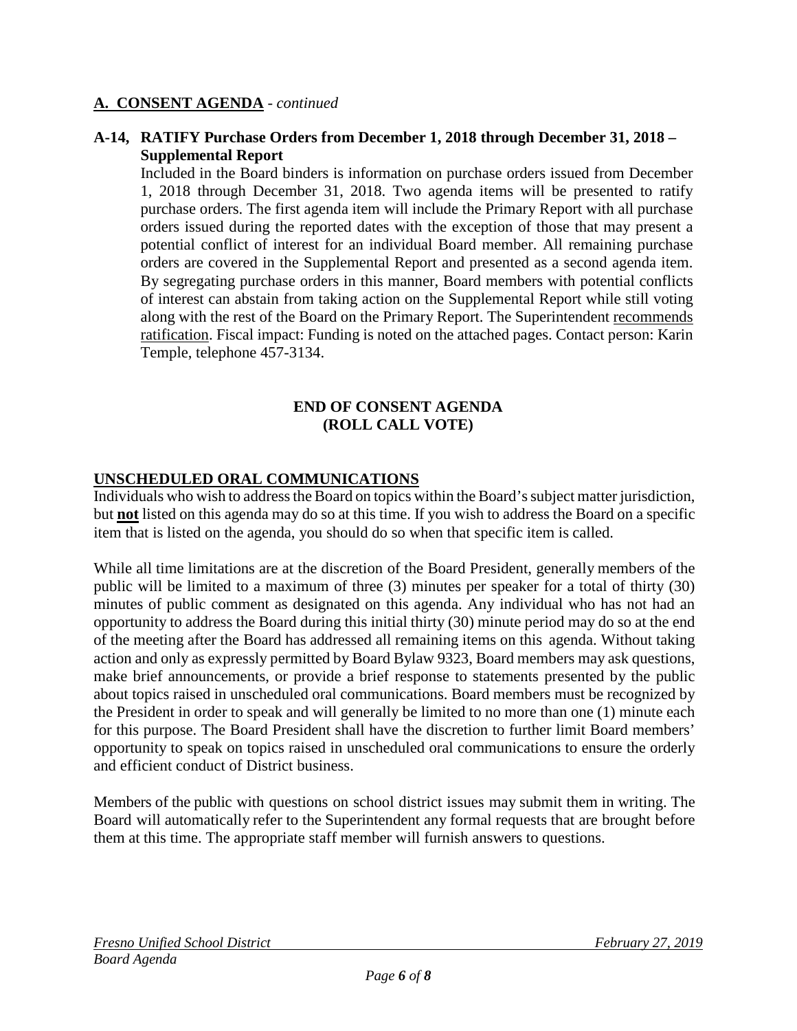## A. CONSENT AGENDA - *continued*

**A-14, RATIFY Purchase Orders from December 1, 2018 through December 31, 2018 – Supplemental Report**

Included in the Board binders is information on purchase orders issued from December 1, 2018 through December 31, 2018. Two agenda items will be presented to ratify purchase orders. The first agenda item will include the Primary Report with all purchase orders issued during the reported dates with the exception of those that may present a potential conflict of interest for an individual Board member. All remaining purchase orders are covered in the Supplemental Report and presented as a second agenda item. By segregating purchase orders in this manner, Board members with potential conflicts of interest can abstain from taking action on the Supplemental Report while still voting along with the rest of the Board on the Primary Report. The Superintendent recommends ratification. Fiscal impact: Funding is noted on the attached pages. Contact person: Karin Temple, telephone 457-3134.

**END OF CONSENT AGENDA**
**(ROLL CALL VOTE)**

## UNSCHEDULED ORAL COMMUNICATIONS

Individuals who wish to address the Board on topics within the Board's subject matter jurisdiction, but **not** listed on this agenda may do so at this time. If you wish to address the Board on a specific item that is listed on the agenda, you should do so when that specific item is called.

While all time limitations are at the discretion of the Board President, generally members of the public will be limited to a maximum of three (3) minutes per speaker for a total of thirty (30) minutes of public comment as designated on this agenda. Any individual who has not had an opportunity to address the Board during this initial thirty (30) minute period may do so at the end of the meeting after the Board has addressed all remaining items on this agenda. Without taking action and only as expressly permitted by Board Bylaw 9323, Board members may ask questions, make brief announcements, or provide a brief response to statements presented by the public about topics raised in unscheduled oral communications. Board members must be recognized by the President in order to speak and will generally be limited to no more than one (1) minute each for this purpose. The Board President shall have the discretion to further limit Board members' opportunity to speak on topics raised in unscheduled oral communications to ensure the orderly and efficient conduct of District business.

Members of the public with questions on school district issues may submit them in writing. The Board will automatically refer to the Superintendent any formal requests that are brought before them at this time. The appropriate staff member will furnish answers to questions.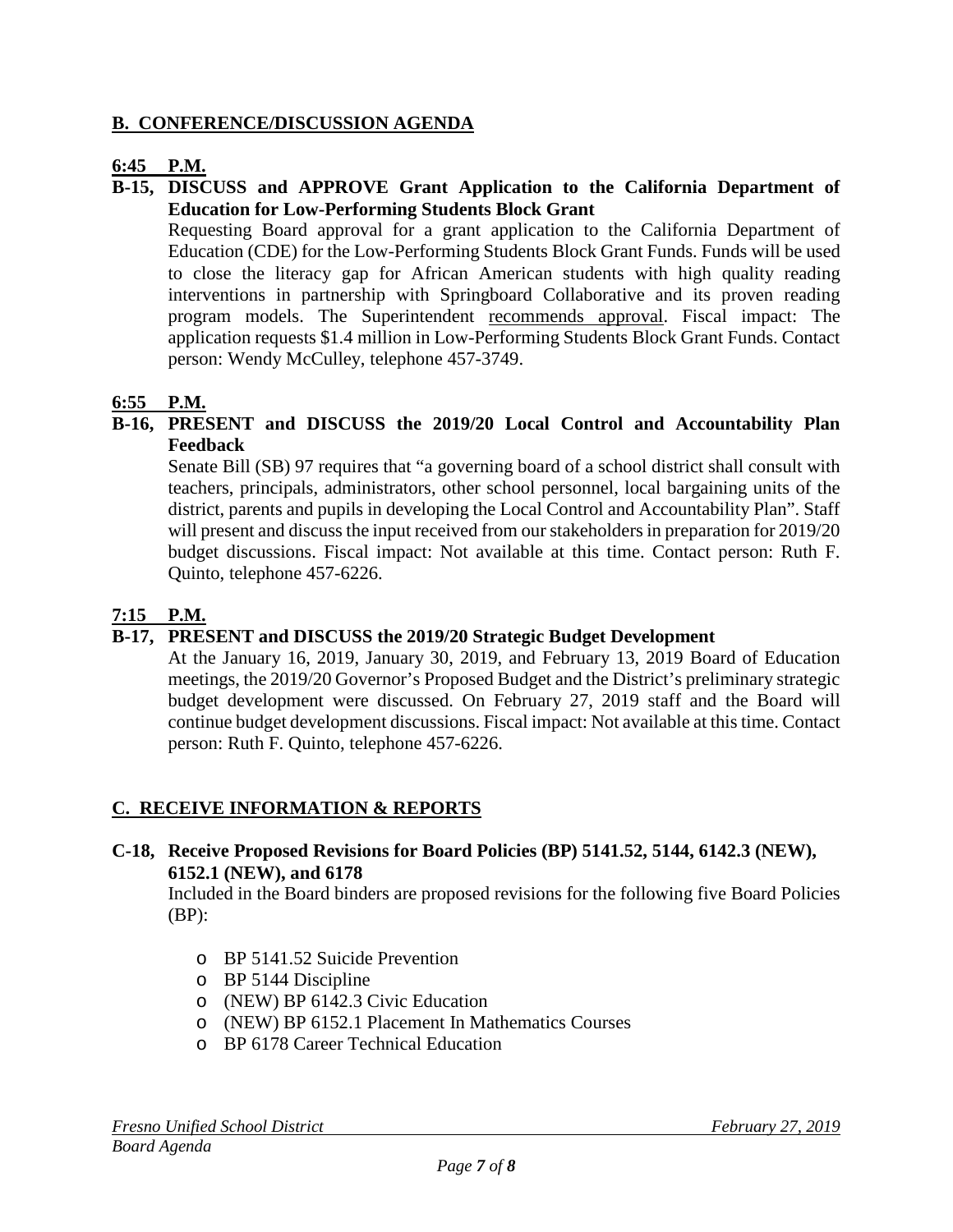## B. CONFERENCE/DISCUSSION AGENDA

**6:45 P.M.**

**B-15, DISCUSS and APPROVE Grant Application to the California Department of Education for Low-Performing Students Block Grant**

Requesting Board approval for a grant application to the California Department of Education (CDE) for the Low-Performing Students Block Grant Funds. Funds will be used to close the literacy gap for African American students with high quality reading interventions in partnership with Springboard Collaborative and its proven reading program models. The Superintendent recommends approval. Fiscal impact: The application requests $1.4 million in Low-Performing Students Block Grant Funds. Contact person: Wendy McCulley, telephone 457-3749.

**6:55 P.M.**

**B-16, PRESENT and DISCUSS the 2019/20 Local Control and Accountability Plan Feedback**

Senate Bill (SB) 97 requires that "a governing board of a school district shall consult with teachers, principals, administrators, other school personnel, local bargaining units of the district, parents and pupils in developing the Local Control and Accountability Plan". Staff will present and discuss the input received from our stakeholders in preparation for 2019/20 budget discussions. Fiscal impact: Not available at this time. Contact person: Ruth F. Quinto, telephone 457-6226.

**7:15 P.M.**

**B-17, PRESENT and DISCUSS the 2019/20 Strategic Budget Development**

At the January 16, 2019, January 30, 2019, and February 13, 2019 Board of Education meetings, the 2019/20 Governor's Proposed Budget and the District's preliminary strategic budget development were discussed. On February 27, 2019 staff and the Board will continue budget development discussions. Fiscal impact: Not available at this time. Contact person: Ruth F. Quinto, telephone 457-6226.

## C. RECEIVE INFORMATION & REPORTS

**C-18, Receive Proposed Revisions for Board Policies (BP) 5141.52, 5144, 6142.3 (NEW), 6152.1 (NEW), and 6178**

Included in the Board binders are proposed revisions for the following five Board Policies (BP):

- BP 5141.52 Suicide Prevention
- BP 5144 Discipline
- (NEW) BP 6142.3 Civic Education
- (NEW) BP 6152.1 Placement In Mathematics Courses
- BP 6178 Career Technical Education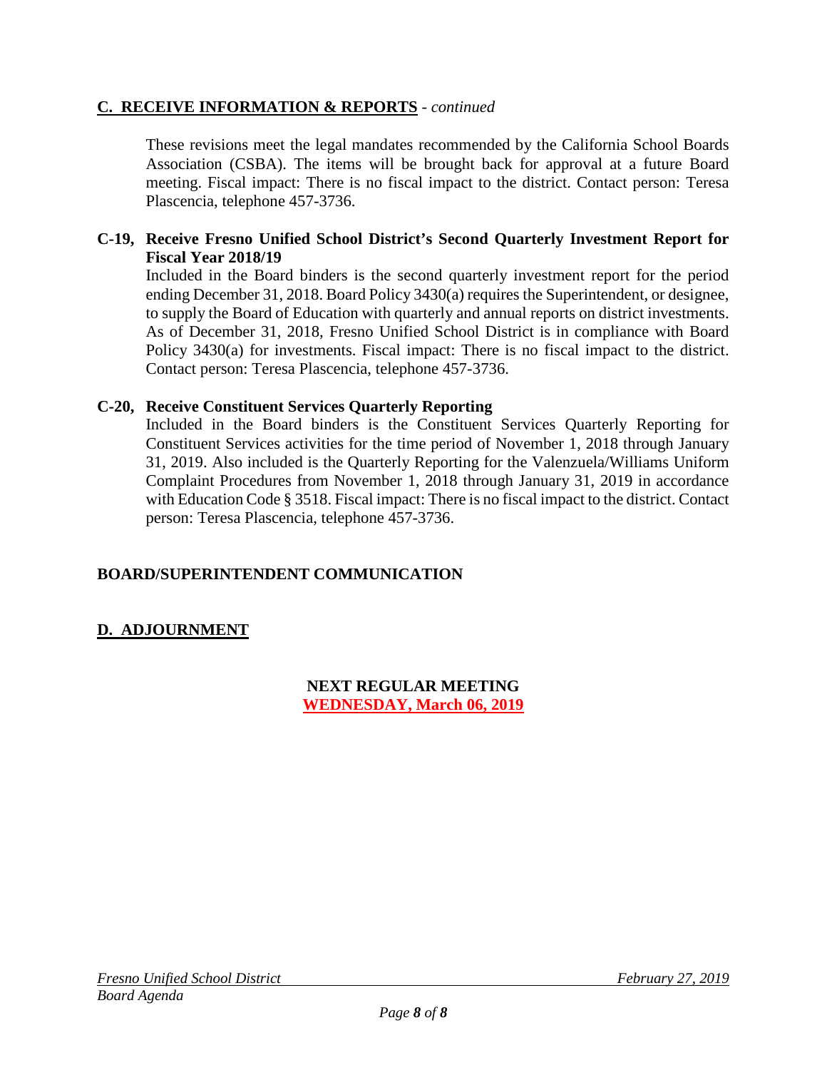## C. RECEIVE INFORMATION & REPORTS - *continued*

These revisions meet the legal mandates recommended by the California School Boards Association (CSBA). The items will be brought back for approval at a future Board meeting. Fiscal impact: There is no fiscal impact to the district. Contact person: Teresa Plascencia, telephone 457-3736.

**C-19, Receive Fresno Unified School District's Second Quarterly Investment Report for Fiscal Year 2018/19**

Included in the Board binders is the second quarterly investment report for the period ending December 31, 2018. Board Policy 3430(a) requires the Superintendent, or designee, to supply the Board of Education with quarterly and annual reports on district investments. As of December 31, 2018, Fresno Unified School District is in compliance with Board Policy 3430(a) for investments. Fiscal impact: There is no fiscal impact to the district. Contact person: Teresa Plascencia, telephone 457-3736.

**C-20, Receive Constituent Services Quarterly Reporting**

Included in the Board binders is the Constituent Services Quarterly Reporting for Constituent Services activities for the time period of November 1, 2018 through January 31, 2019. Also included is the Quarterly Reporting for the Valenzuela/Williams Uniform Complaint Procedures from November 1, 2018 through January 31, 2019 in accordance with Education Code § 3518. Fiscal impact: There is no fiscal impact to the district. Contact person: Teresa Plascencia, telephone 457-3736.

## BOARD/SUPERINTENDENT COMMUNICATION

## D. ADJOURNMENT

**NEXT REGULAR MEETING**
**WEDNESDAY, March 06, 2019**